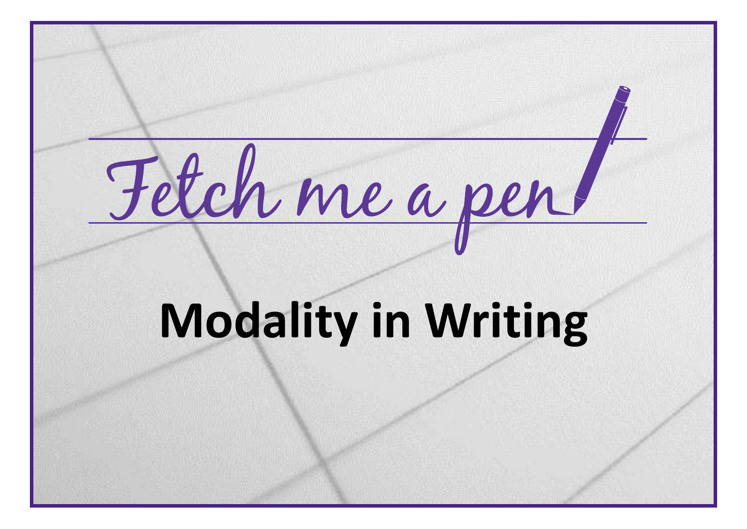Fetch me a pen

# Modality in Writing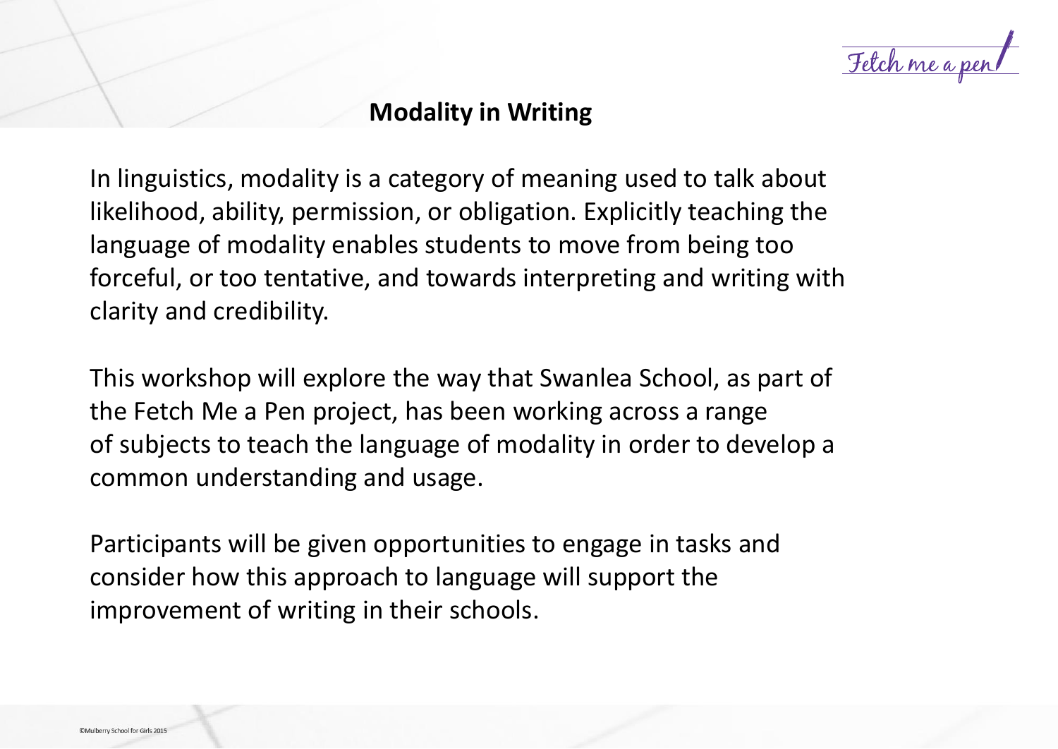# Modality in Writing

In linguistics, modality is a category of meaning used to talk about likelihood, ability, permission, or obligation. Explicitly teaching the language of modality enables students to move from being too forceful, or too tentative, and towards interpreting and writing with clarity and credibility.

This workshop will explore the way that Swanlea School, as part of the Fetch Me a Pen project, has been working across a range of subjects to teach the language of modality in order to develop a common understanding and usage.

Participants will be given opportunities to engage in tasks and consider how this approach to language will support the improvement of writing in their schools.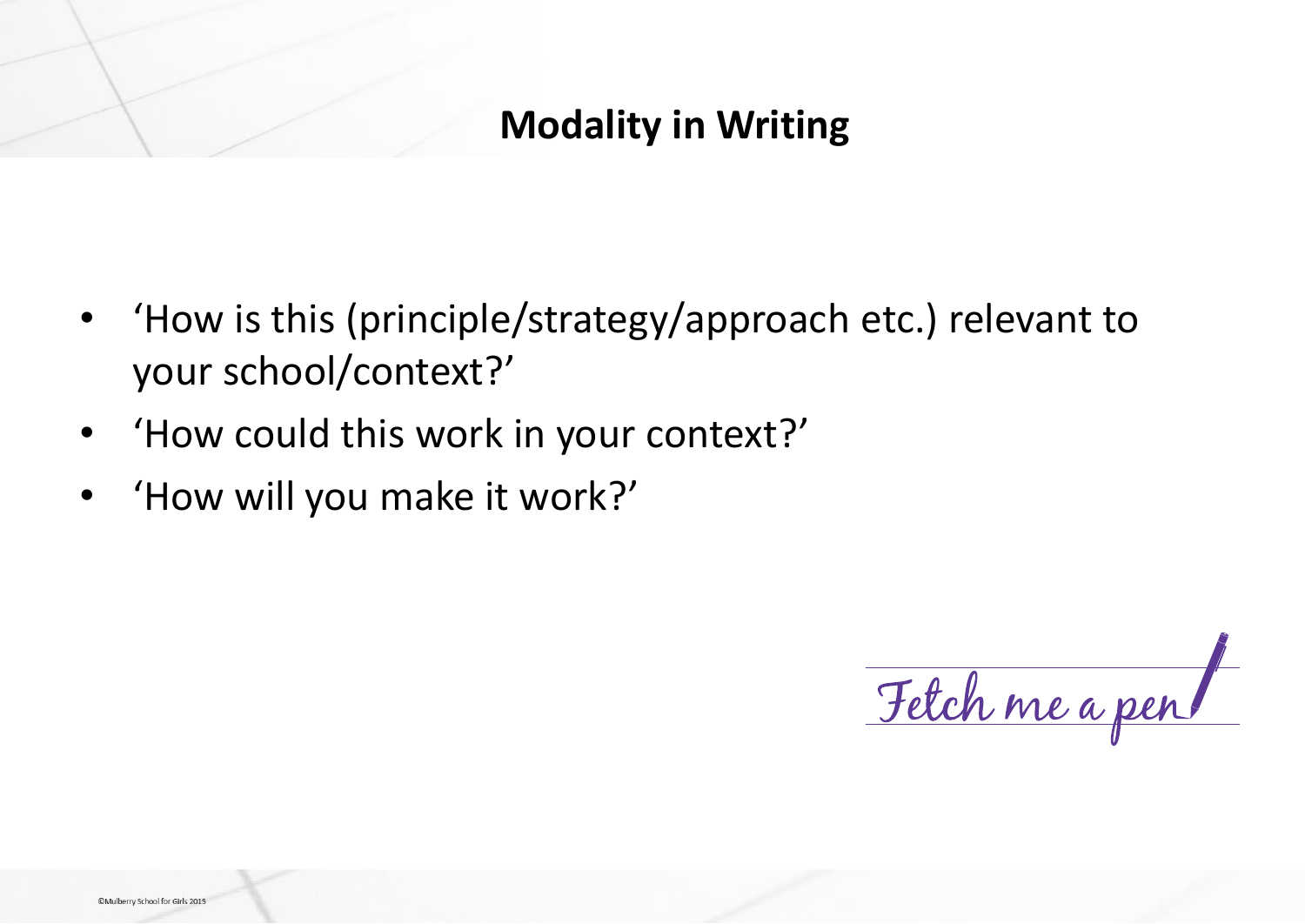# Modality in Writing

- 'How is this (principle/strategy/approach etc.) relevant to your school/context?'
- 'How could this work in your context?'
- 'How will you make it work?'

Fetch me a pen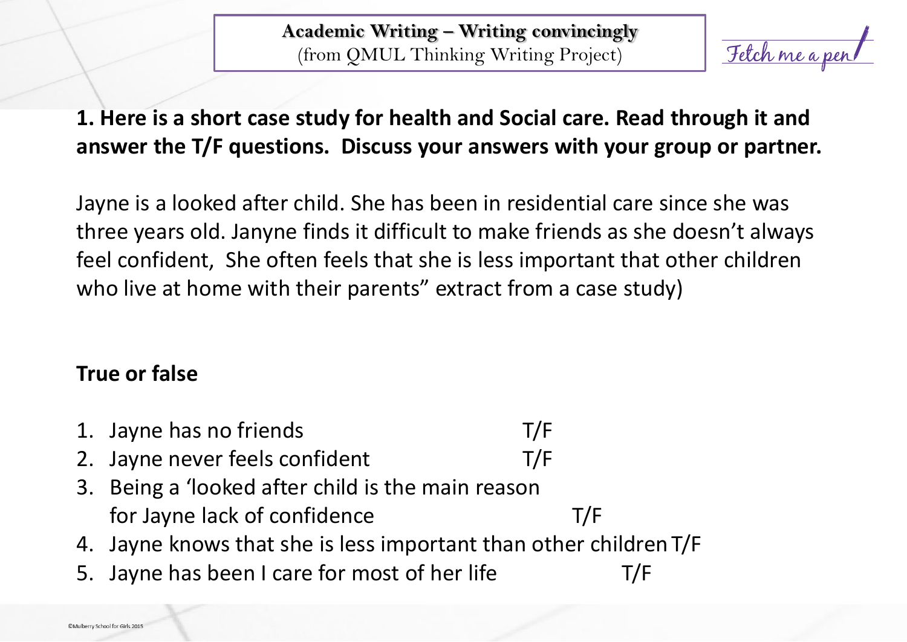**Academic Writing – Writing convincingly**
(from QMUL Thinking Writing Project)

Fetch me a pen

**1. Here is a short case study for health and Social care. Read through it and answer the T/F questions. Discuss your answers with your group or partner.**

Jayne is a looked after child. She has been in residential care since she was three years old. Janyne finds it difficult to make friends as she doesn't always feel confident, She often feels that she is less important that other children who live at home with their parents" extract from a case study)

**True or false**

1. Jayne has no friends T/F
2. Jayne never feels confident T/F
3. Being a 'looked after child is the main reason for Jayne lack of confidence T/F
4. Jayne knows that she is less important than other children T/F
5. Jayne has been I care for most of her life T/F

©Mulberry School for Girls 2015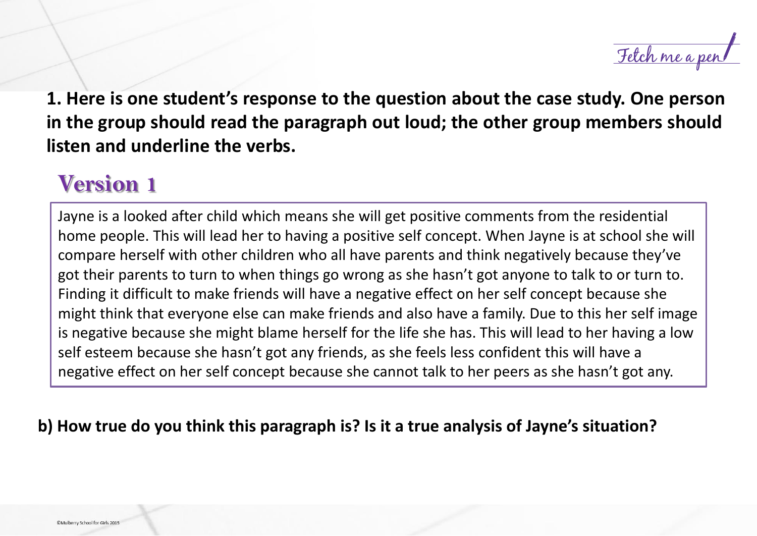**1. Here is one student's response to the question about the case study. One person in the group should read the paragraph out loud; the other group members should listen and underline the verbs.**

## Version 1

Jayne is a looked after child which means she will get positive comments from the residential home people. This will lead her to having a positive self concept. When Jayne is at school she will compare herself with other children who all have parents and think negatively because they've got their parents to turn to when things go wrong as she hasn't got anyone to talk to or turn to. Finding it difficult to make friends will have a negative effect on her self concept because she might think that everyone else can make friends and also have a family. Due to this her self image is negative because she might blame herself for the life she has. This will lead to her having a low self esteem because she hasn't got any friends, as she feels less confident this will have a negative effect on her self concept because she cannot talk to her peers as she hasn't got any.

**b) How true do you think this paragraph is? Is it a true analysis of Jayne's situation?**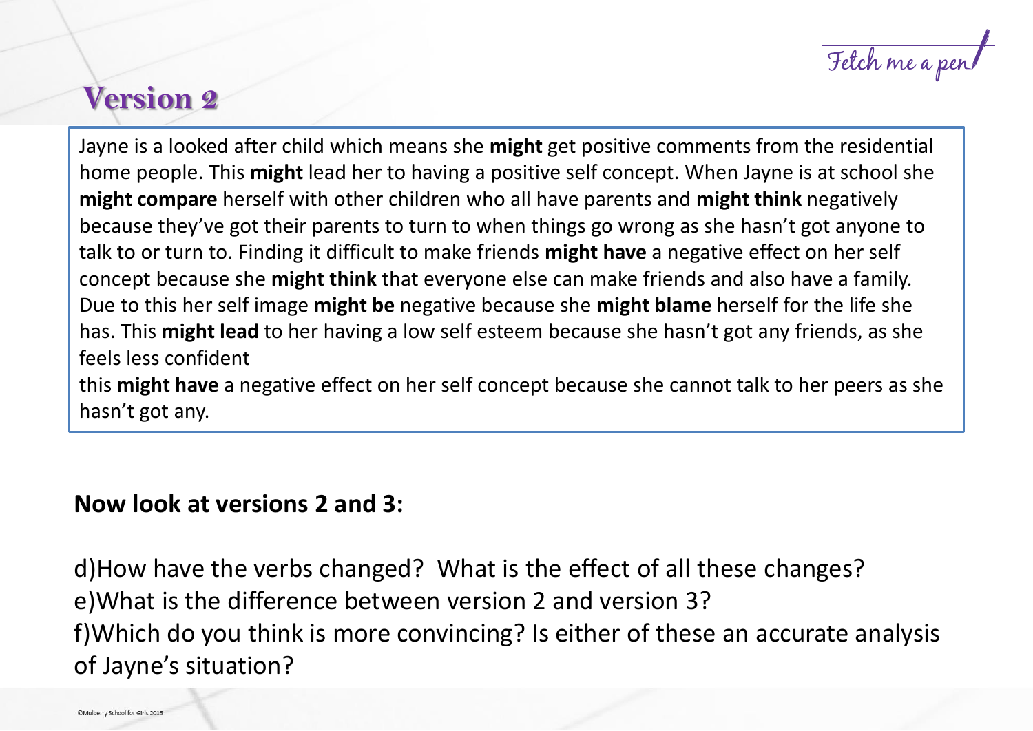## Version 2

Jayne is a looked after child which means she **might** get positive comments from the residential home people. This **might** lead her to having a positive self concept. When Jayne is at school she **might compare** herself with other children who all have parents and **might think** negatively because they've got their parents to turn to when things go wrong as she hasn't got anyone to talk to or turn to. Finding it difficult to make friends **might have** a negative effect on her self concept because she **might think** that everyone else can make friends and also have a family. Due to this her self image **might be** negative because she **might blame** herself for the life she has. This **might lead** to her having a low self esteem because she hasn't got any friends, as she feels less confident

this **might have** a negative effect on her self concept because she cannot talk to her peers as she hasn't got any.

**Now look at versions 2 and 3:**

d)How have the verbs changed? What is the effect of all these changes?
e)What is the difference between version 2 and version 3?
f)Which do you think is more convincing? Is either of these an accurate analysis of Jayne's situation?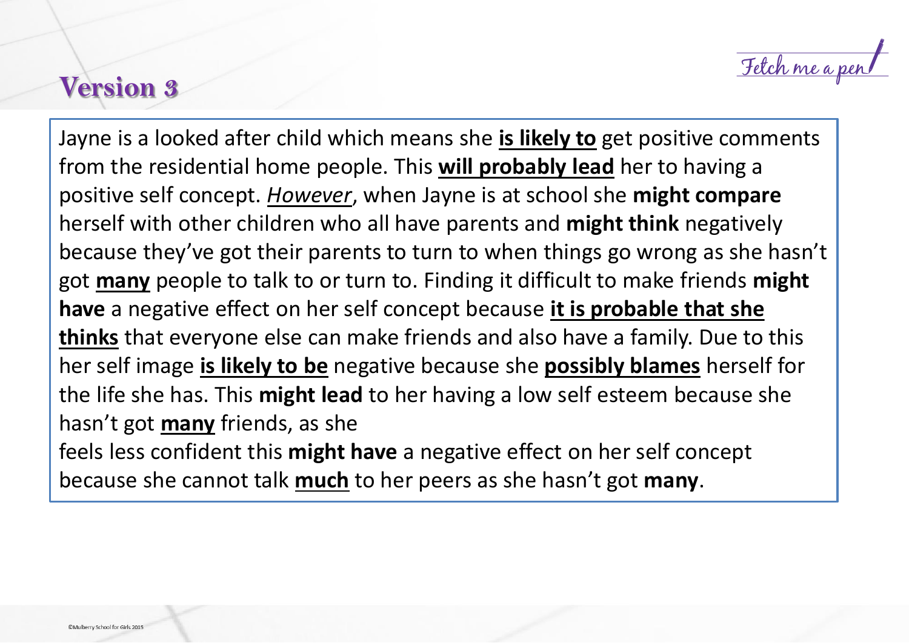# Version 3

Jayne is a looked after child which means she **is likely to** get positive comments from the residential home people. This **will probably lead** her to having a positive self concept. *However*, when Jayne is at school she **might compare** herself with other children who all have parents and **might think** negatively because they've got their parents to turn to when things go wrong as she hasn't got **many** people to talk to or turn to. Finding it difficult to make friends **might have** a negative effect on her self concept because **it is probable that she thinks** that everyone else can make friends and also have a family. Due to this her self image **is likely to be** negative because she **possibly blames** herself for the life she has. This **might lead** to her having a low self esteem because she hasn't got **many** friends, as she
feels less confident this **might have** a negative effect on her self concept because she cannot talk **much** to her peers as she hasn't got **many**.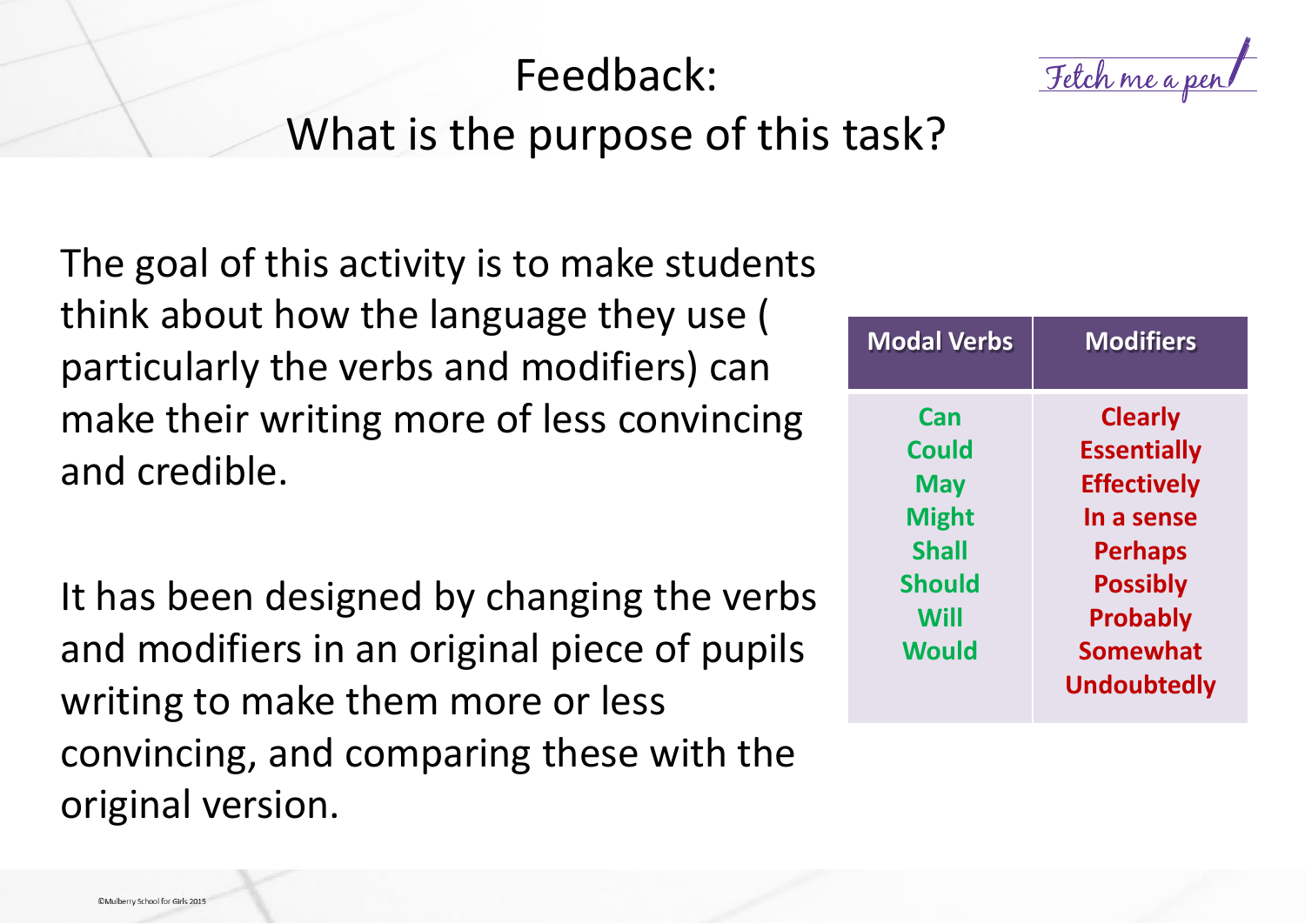# Feedback:
## What is the purpose of this task?

Fetch me a pen

The goal of this activity is to make students think about how the language they use ( particularly the verbs and modifiers) can make their writing more of less convincing and credible.

It has been designed by changing the verbs and modifiers in an original piece of pupils writing to make them more or less convincing, and comparing these with the original version.

| Modal Verbs | Modifiers |
| --- | --- |
| Can | Clearly |
| Could | Essentially |
| May | Effectively |
| Might | In a sense |
| Shall | Perhaps |
| Should | Possibly |
| Will | Probably |
| Would | Somewhat |
| | Undoubtedly |

©Mulberry School for Girls 2015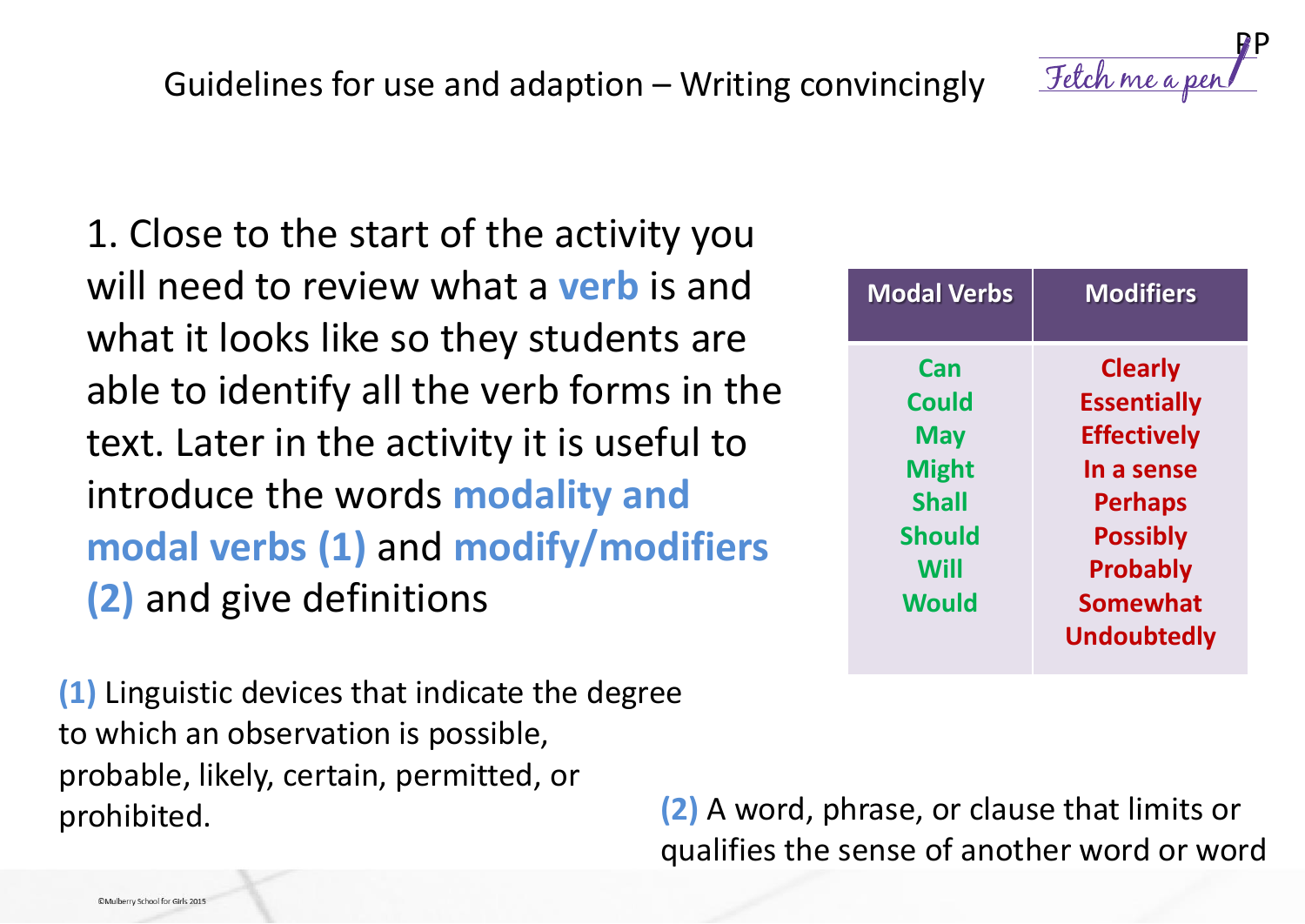## Guidelines for use and adaption – Writing convincingly

1. Close to the start of the activity you will need to review what a **verb** is and what it looks like so they students are able to identify all the verb forms in the text. Later in the activity it is useful to introduce the words **modality and modal verbs (1)** and **modify/modifiers (2)** and give definitions

| Modal Verbs | Modifiers |
|---|---|
| Can | Clearly |
| Could | Essentially |
| May | Effectively |
| Might | In a sense |
| Shall | Perhaps |
| Should | Possibly |
| Will | Probably |
| Would | Somewhat |
| | Undoubtedly |

**(1)** Linguistic devices that indicate the degree to which an observation is possible, probable, likely, certain, permitted, or prohibited.

**(2)** A word, phrase, or clause that limits or qualifies the sense of another word or word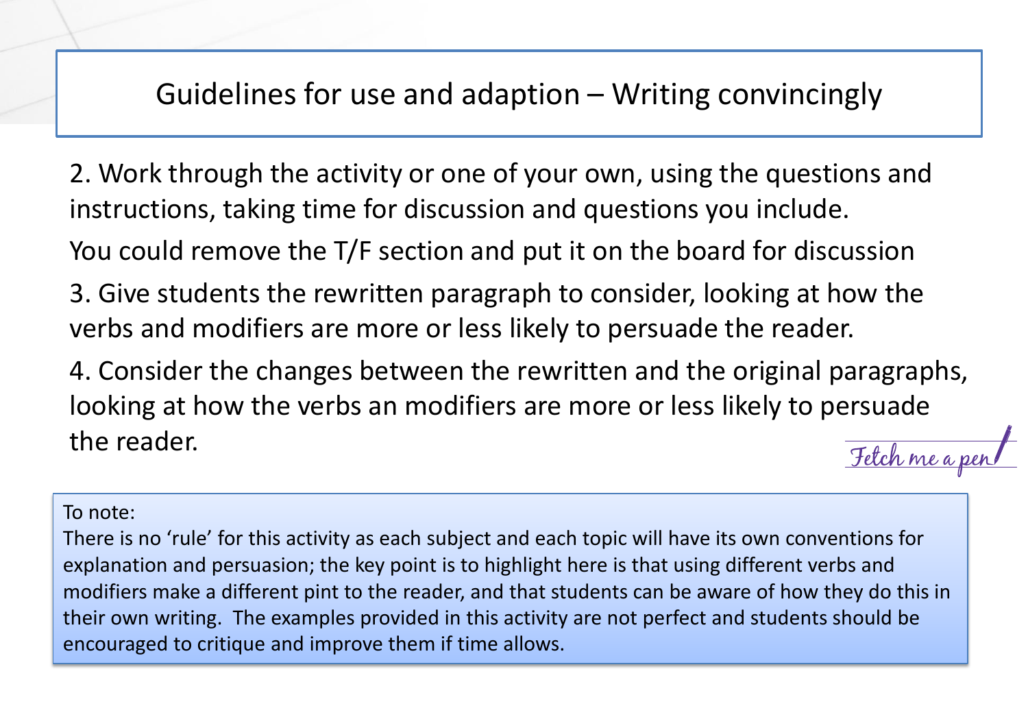# Guidelines for use and adaption – Writing convincingly

2. Work through the activity or one of your own, using the questions and instructions, taking time for discussion and questions you include.

You could remove the T/F section and put it on the board for discussion

3. Give students the rewritten paragraph to consider, looking at how the verbs and modifiers are more or less likely to persuade the reader.

4. Consider the changes between the rewritten and the original paragraphs, looking at how the verbs an modifiers are more or less likely to persuade the reader.

Fetch me a pen

> To note:
> There is no 'rule' for this activity as each subject and each topic will have its own conventions for explanation and persuasion; the key point is to highlight here is that using different verbs and modifiers make a different pint to the reader, and that students can be aware of how they do this in their own writing. The examples provided in this activity are not perfect and students should be encouraged to critique and improve them if time allows.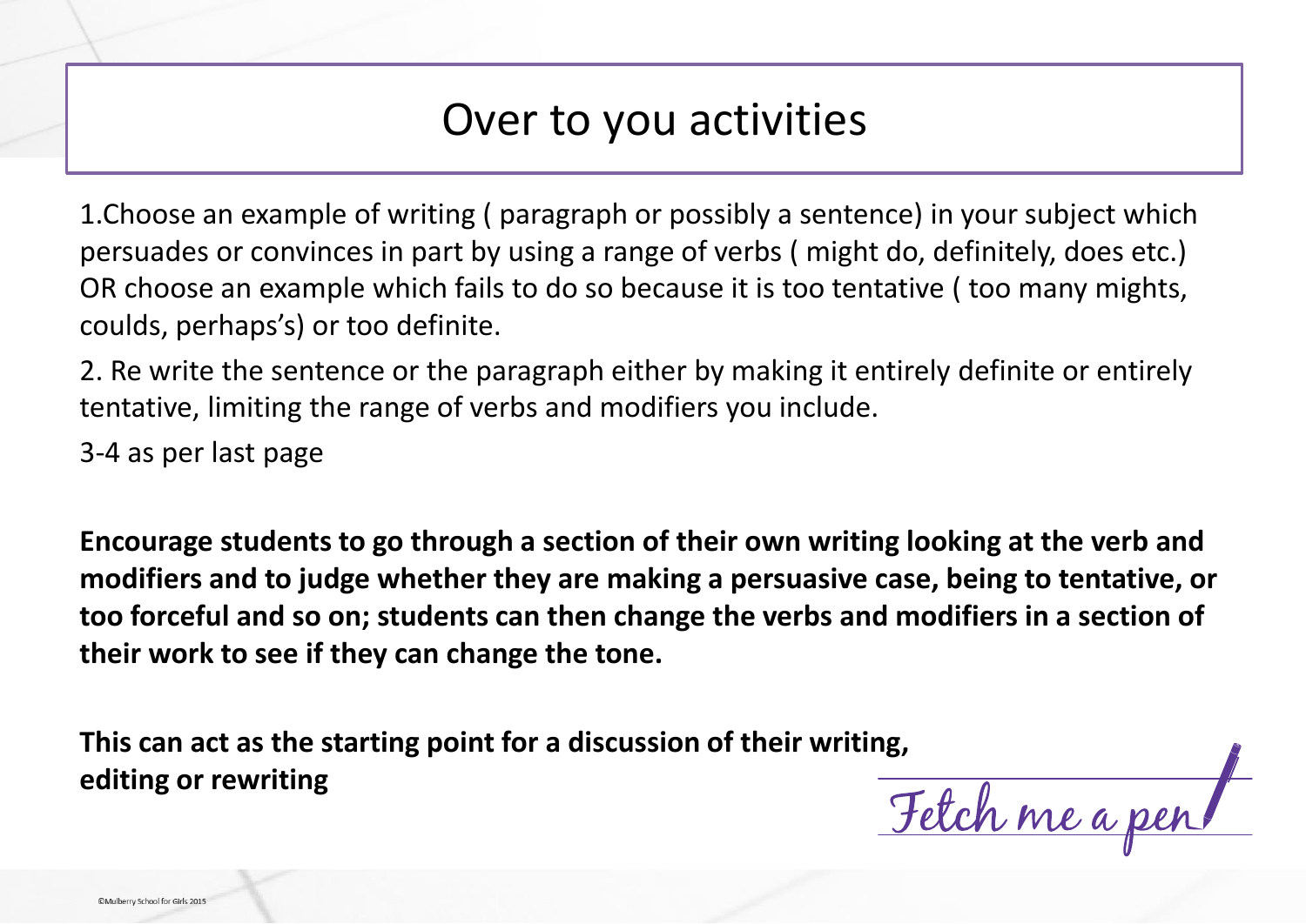# Over to you activities

1.Choose an example of writing ( paragraph or possibly a sentence) in your subject which persuades or convinces in part by using a range of verbs ( might do, definitely, does etc.) OR choose an example which fails to do so because it is too tentative ( too many mights, coulds, perhaps's) or too definite.

2. Re write the sentence or the paragraph either by making it entirely definite or entirely tentative, limiting the range of verbs and modifiers you include.

3-4 as per last page

**Encourage students to go through a section of their own writing looking at the verb and modifiers and to judge whether they are making a persuasive case, being to tentative, or too forceful and so on; students can then change the verbs and modifiers in a section of their work to see if they can change the tone.**

**This can act as the starting point for a discussion of their writing, editing or rewriting**

Fetch me a pen

©Mulberry School for Girls 2015